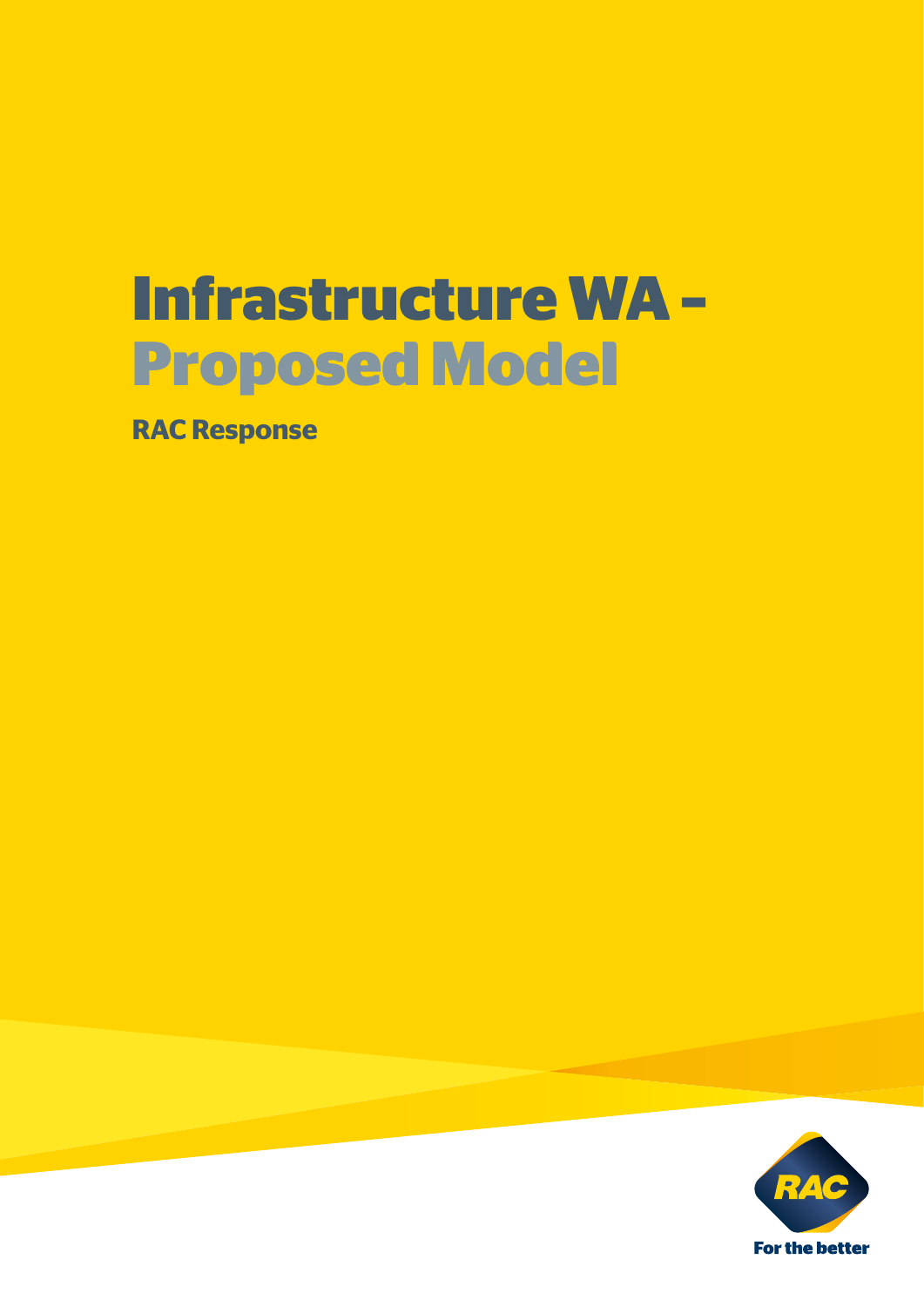# Infrastructure WA - Proposed Model

**RAC Response**

RAC

For the better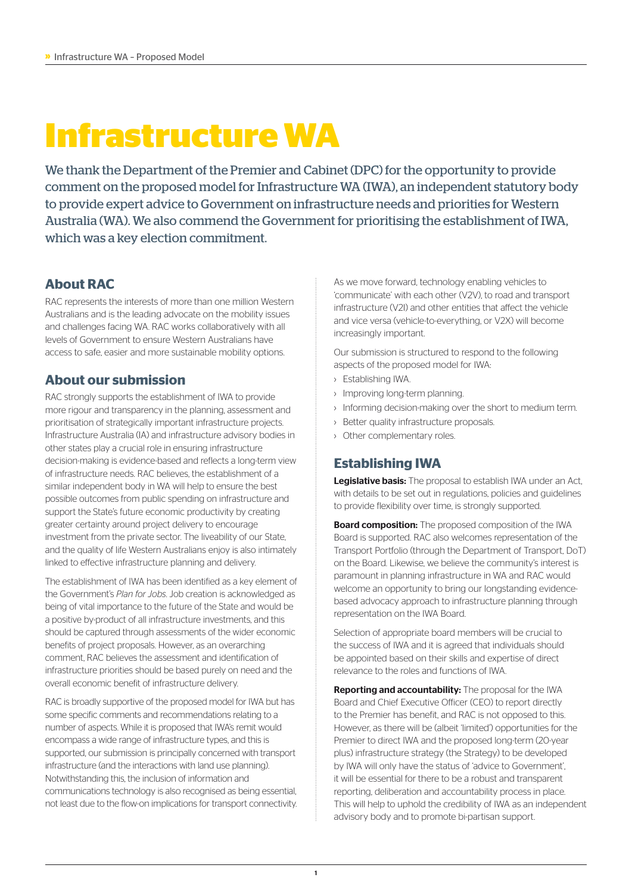# Infrastructure WA

We thank the Department of the Premier and Cabinet (DPC) for the opportunity to provide comment on the proposed model for Infrastructure WA (IWA), an independent statutory body to provide expert advice to Government on infrastructure needs and priorities for Western Australia (WA). We also commend the Government for prioritising the establishment of IWA, which was a key election commitment.

## About RAC

RAC represents the interests of more than one million Western Australians and is the leading advocate on the mobility issues and challenges facing WA. RAC works collaboratively with all levels of Government to ensure Western Australians have access to safe, easier and more sustainable mobility options.

## About our submission

RAC strongly supports the establishment of IWA to provide more rigour and transparency in the planning, assessment and prioritisation of strategically important infrastructure projects. Infrastructure Australia (IA) and infrastructure advisory bodies in other states play a crucial role in ensuring infrastructure decision-making is evidence-based and reflects a long-term view of infrastructure needs. RAC believes, the establishment of a similar independent body in WA will help to ensure the best possible outcomes from public spending on infrastructure and support the State's future economic productivity by creating greater certainty around project delivery to encourage investment from the private sector. The liveability of our State, and the quality of life Western Australians enjoy is also intimately linked to effective infrastructure planning and delivery.

The establishment of IWA has been identified as a key element of the Government's *Plan for Jobs*. Job creation is acknowledged as being of vital importance to the future of the State and would be a positive by-product of all infrastructure investments, and this should be captured through assessments of the wider economic benefits of project proposals. However, as an overarching comment, RAC believes the assessment and identification of infrastructure priorities should be based purely on need and the overall economic benefit of infrastructure delivery.

RAC is broadly supportive of the proposed model for IWA but has some specific comments and recommendations relating to a number of aspects. While it is proposed that IWA's remit would encompass a wide range of infrastructure types, and this is supported, our submission is principally concerned with transport infrastructure (and the interactions with land use planning). Notwithstanding this, the inclusion of information and communications technology is also recognised as being essential, not least due to the flow-on implications for transport connectivity. As we move forward, technology enabling vehicles to 'communicate' with each other (V2V), to road and transport infrastructure (V2I) and other entities that affect the vehicle and vice versa (vehicle-to-everything, or V2X) will become increasingly important.

Our submission is structured to respond to the following aspects of the proposed model for IWA:

- Establishing IWA.
- Improving long-term planning.
- Informing decision-making over the short to medium term.
- Better quality infrastructure proposals.
- Other complementary roles.

## Establishing IWA

**Legislative basis:** The proposal to establish IWA under an Act, with details to be set out in regulations, policies and guidelines to provide flexibility over time, is strongly supported.

**Board composition:** The proposed composition of the IWA Board is supported. RAC also welcomes representation of the Transport Portfolio (through the Department of Transport, DoT) on the Board. Likewise, we believe the community's interest is paramount in planning infrastructure in WA and RAC would welcome an opportunity to bring our longstanding evidence-based advocacy approach to infrastructure planning through representation on the IWA Board.

Selection of appropriate board members will be crucial to the success of IWA and it is agreed that individuals should be appointed based on their skills and expertise of direct relevance to the roles and functions of IWA.

**Reporting and accountability:** The proposal for the IWA Board and Chief Executive Officer (CEO) to report directly to the Premier has benefit, and RAC is not opposed to this. However, as there will be (albeit 'limited') opportunities for the Premier to direct IWA and the proposed long-term (20-year plus) infrastructure strategy (the Strategy) to be developed by IWA will only have the status of 'advice to Government', it will be essential for there to be a robust and transparent reporting, deliberation and accountability process in place. This will help to uphold the credibility of IWA as an independent advisory body and to promote bi-partisan support.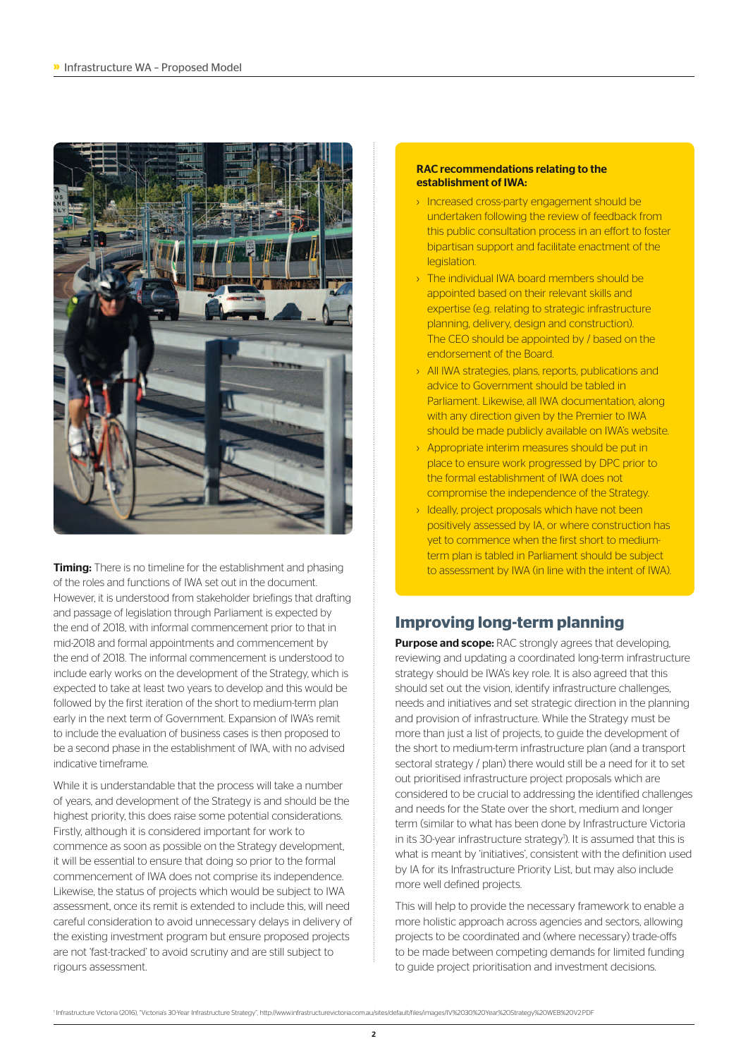**Timing:** There is no timeline for the establishment and phasing of the roles and functions of IWA set out in the document. However, it is understood from stakeholder briefings that drafting and passage of legislation through Parliament is expected by the end of 2018, with informal commencement prior to that in mid-2018 and formal appointments and commencement by the end of 2018. The informal commencement is understood to include early works on the development of the Strategy, which is expected to take at least two years to develop and this would be followed by the first iteration of the short to medium-term plan early in the next term of Government. Expansion of IWA's remit to include the evaluation of business cases is then proposed to be a second phase in the establishment of IWA, with no advised indicative timeframe.

While it is understandable that the process will take a number of years, and development of the Strategy is and should be the highest priority, this does raise some potential considerations. Firstly, although it is considered important for work to commence as soon as possible on the Strategy development, it will be essential to ensure that doing so prior to the formal commencement of IWA does not comprise its independence. Likewise, the status of projects which would be subject to IWA assessment, once its remit is extended to include this, will need careful consideration to avoid unnecessary delays in delivery of the existing investment program but ensure proposed projects are not 'fast-tracked' to avoid scrutiny and are still subject to rigours assessment.

**RAC recommendations relating to the establishment of IWA:**

- Increased cross-party engagement should be undertaken following the review of feedback from this public consultation process in an effort to foster bipartisan support and facilitate enactment of the legislation.
- The individual IWA board members should be appointed based on their relevant skills and expertise (e.g. relating to strategic infrastructure planning, delivery, design and construction). The CEO should be appointed by / based on the endorsement of the Board.
- All IWA strategies, plans, reports, publications and advice to Government should be tabled in Parliament. Likewise, all IWA documentation, along with any direction given by the Premier to IWA should be made publicly available on IWA's website.
- Appropriate interim measures should be put in place to ensure work progressed by DPC prior to the formal establishment of IWA does not compromise the independence of the Strategy.
- Ideally, project proposals which have not been positively assessed by IA, or where construction has yet to commence when the first short to medium-term plan is tabled in Parliament should be subject to assessment by IWA (in line with the intent of IWA).

## Improving long-term planning

**Purpose and scope:** RAC strongly agrees that developing, reviewing and updating a coordinated long-term infrastructure strategy should be IWA's key role. It is also agreed that this should set out the vision, identify infrastructure challenges, needs and initiatives and set strategic direction in the planning and provision of infrastructure. While the Strategy must be more than just a list of projects, to guide the development of the short to medium-term infrastructure plan (and a transport sectoral strategy / plan) there would still be a need for it to set out prioritised infrastructure project proposals which are considered to be crucial to addressing the identified challenges and needs for the State over the short, medium and longer term (similar to what has been done by Infrastructure Victoria in its 30-year infrastructure strategy[1]). It is assumed that this is what is meant by 'initiatives', consistent with the definition used by IA for its Infrastructure Priority List, but may also include more well defined projects.

This will help to provide the necessary framework to enable a more holistic approach across agencies and sectors, allowing projects to be coordinated and (where necessary) trade-offs to be made between competing demands for limited funding to guide project prioritisation and investment decisions.

[1] Infrastructure Victoria (2016), "Victoria's 30-Year Infrastructure Strategy", http://www.infrastructurevictoria.com.au/sites/default/files/images/IV%2030%20Year%20Strategy%20WEB%20V2.PDF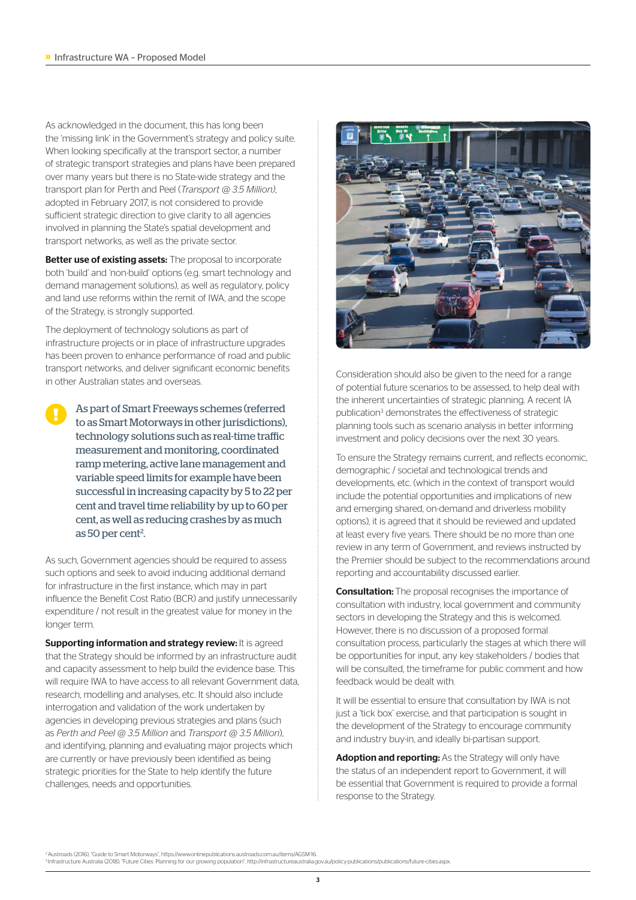As acknowledged in the document, this has long been the 'missing link' in the Government's strategy and policy suite. When looking specifically at the transport sector, a number of strategic transport strategies and plans have been prepared over many years but there is no State-wide strategy and the transport plan for Perth and Peel (*Transport @ 3.5 Million*), adopted in February 2017, is not considered to provide sufficient strategic direction to give clarity to all agencies involved in planning the State's spatial development and transport networks, as well as the private sector.

**Better use of existing assets:** The proposal to incorporate both 'build' and 'non-build' options (e.g. smart technology and demand management solutions), as well as regulatory, policy and land use reforms within the remit of IWA, and the scope of the Strategy, is strongly supported.

The deployment of technology solutions as part of infrastructure projects or in place of infrastructure upgrades has been proven to enhance performance of road and public transport networks, and deliver significant economic benefits in other Australian states and overseas.

> As part of Smart Freeways schemes (referred to as Smart Motorways in other jurisdictions), technology solutions such as real-time traffic measurement and monitoring, coordinated ramp metering, active lane management and variable speed limits for example have been successful in increasing capacity by 5 to 22 per cent and travel time reliability by up to 60 per cent, as well as reducing crashes by as much as 50 per cent[2].

As such, Government agencies should be required to assess such options and seek to avoid inducing additional demand for infrastructure in the first instance, which may in part influence the Benefit Cost Ratio (BCR) and justify unnecessarily expenditure / not result in the greatest value for money in the longer term.

**Supporting information and strategy review:** It is agreed that the Strategy should be informed by an infrastructure audit and capacity assessment to help build the evidence base. This will require IWA to have access to all relevant Government data, research, modelling and analyses, etc. It should also include interrogation and validation of the work undertaken by agencies in developing previous strategies and plans (such as *Perth and Peel @ 3.5 Million* and *Transport @ 3.5 Million*), and identifying, planning and evaluating major projects which are currently or have previously been identified as being strategic priorities for the State to help identify the future challenges, needs and opportunities.

Consideration should also be given to the need for a range of potential future scenarios to be assessed, to help deal with the inherent uncertainties of strategic planning. A recent IA publication[3] demonstrates the effectiveness of strategic planning tools such as scenario analysis in better informing investment and policy decisions over the next 30 years.

To ensure the Strategy remains current, and reflects economic, demographic / societal and technological trends and developments, etc. (which in the context of transport would include the potential opportunities and implications of new and emerging shared, on-demand and driverless mobility options), it is agreed that it should be reviewed and updated at least every five years. There should be no more than one review in any term of Government, and reviews instructed by the Premier should be subject to the recommendations around reporting and accountability discussed earlier.

**Consultation:** The proposal recognises the importance of consultation with industry, local government and community sectors in developing the Strategy and this is welcomed. However, there is no discussion of a proposed formal consultation process, particularly the stages at which there will be opportunities for input, any key stakeholders / bodies that will be consulted, the timeframe for public comment and how feedback would be dealt with.

It will be essential to ensure that consultation by IWA is not just a 'tick box' exercise, and that participation is sought in the development of the Strategy to encourage community and industry buy-in, and ideally bi-partisan support.

**Adoption and reporting:** As the Strategy will only have the status of an independent report to Government, it will be essential that Government is required to provide a formal response to the Strategy.

[2] Austroads (2016), "Guide to Smart Motorways", https://www.onlinepublications.austroads.com.au/items/AGSM-16

[3] Infrastructure Australia (2018), "Future Cities: Planning for our growing population", http://infrastructureaustralia.gov.au/policy-publications/publications/future-cities.aspx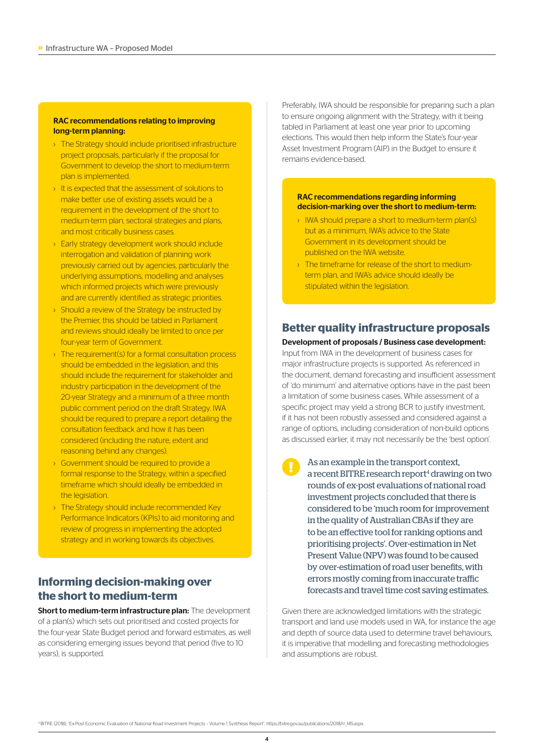**RAC recommendations relating to improving long-term planning:**

- The Strategy should include prioritised infrastructure project proposals, particularly if the proposal for Government to develop the short to medium-term plan is implemented.
- It is expected that the assessment of solutions to make better use of existing assets would be a requirement in the development of the short to medium-term plan, sectoral strategies and plans, and most critically business cases.
- Early strategy development work should include interrogation and validation of planning work previously carried out by agencies, particularly the underlying assumptions, modelling and analyses which informed projects which were previously and are currently identified as strategic priorities.
- Should a review of the Strategy be instructed by the Premier, this should be tabled in Parliament and reviews should ideally be limited to once per four-year term of Government.
- The requirement(s) for a formal consultation process should be embedded in the legislation, and this should include the requirement for stakeholder and industry participation in the development of the 20-year Strategy and a minimum of a three month public comment period on the draft Strategy. IWA should be required to prepare a report detailing the consultation feedback and how it has been considered (including the nature, extent and reasoning behind any changes).
- Government should be required to provide a formal response to the Strategy, within a specified timeframe which should ideally be embedded in the legislation.
- The Strategy should include recommended Key Performance Indicators (KPIs) to aid monitoring and review of progress in implementing the adopted strategy and in working towards its objectives.

## Informing decision-making over the short to medium-term

**Short to medium-term infrastructure plan:** The development of a plan(s) which sets out prioritised and costed projects for the four-year State Budget period and forward estimates, as well as considering emerging issues beyond that period (five to 10 years), is supported.

Preferably, IWA should be responsible for preparing such a plan to ensure ongoing alignment with the Strategy, with it being tabled in Parliament at least one year prior to upcoming elections. This would then help inform the State's four-year Asset Investment Program (AIP) in the Budget to ensure it remains evidence-based.

**RAC recommendations regarding informing decision-marking over the short to medium-term:**

- IWA should prepare a short to medium-term plan(s) but as a minimum, IWA's advice to the State Government in its development should be published on the IWA website.
- The timeframe for release of the short to medium-term plan, and IWA's advice should ideally be stipulated within the legislation.

## Better quality infrastructure proposals

**Development of proposals / Business case development:** Input from IWA in the development of business cases for major infrastructure projects is supported. As referenced in the document, demand forecasting and insufficient assessment of 'do minimum' and alternative options have in the past been a limitation of some business cases. While assessment of a specific project may yield a strong BCR to justify investment, if it has not been robustly assessed and considered against a range of options, including consideration of non-build options as discussed earlier, it may not necessarily be the 'best option'.

As an example in the transport context, a recent BITRE research report[4] drawing on two rounds of ex-post evaluations of national road investment projects concluded that there is considered to be 'much room for improvement in the quality of Australian CBAs if they are to be an effective tool for ranking options and prioritising projects'. Over-estimation in Net Present Value (NPV) was found to be caused by over-estimation of road user benefits, with errors mostly coming from inaccurate traffic forecasts and travel time cost saving estimates.

Given there are acknowledged limitations with the strategic transport and land use models used in WA, for instance the age and depth of source data used to determine travel behaviours, it is imperative that modelling and forecasting methodologies and assumptions are robust.

[4] BITRE (2018), "Ex-Post Economic Evaluation of National Road Investment Projects – Volume 1 Synthesis Report", https://bitre.gov.au/publications/2018/rr_145.aspx.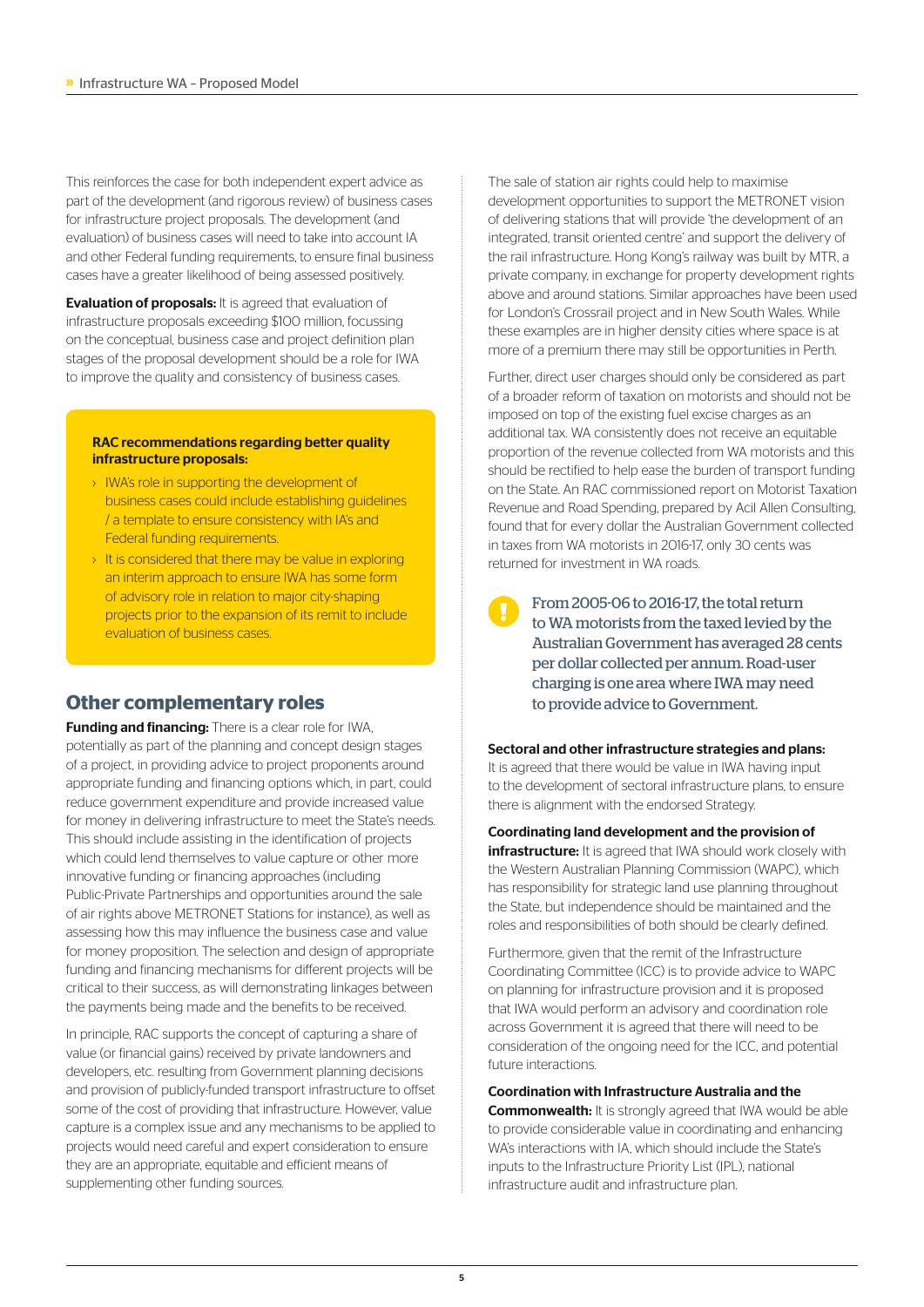This reinforces the case for both independent expert advice as part of the development (and rigorous review) of business cases for infrastructure project proposals. The development (and evaluation) of business cases will need to take into account IA and other Federal funding requirements, to ensure final business cases have a greater likelihood of being assessed positively.

**Evaluation of proposals:** It is agreed that evaluation of infrastructure proposals exceeding $100 million, focussing on the conceptual, business case and project definition plan stages of the proposal development should be a role for IWA to improve the quality and consistency of business cases.

**RAC recommendations regarding better quality infrastructure proposals:**

- IWA's role in supporting the development of business cases could include establishing guidelines / a template to ensure consistency with IA's and Federal funding requirements.
- It is considered that there may be value in exploring an interim approach to ensure IWA has some form of advisory role in relation to major city-shaping projects prior to the expansion of its remit to include evaluation of business cases.

## Other complementary roles

**Funding and financing:** There is a clear role for IWA, potentially as part of the planning and concept design stages of a project, in providing advice to project proponents around appropriate funding and financing options which, in part, could reduce government expenditure and provide increased value for money in delivering infrastructure to meet the State's needs. This should include assisting in the identification of projects which could lend themselves to value capture or other more innovative funding or financing approaches (including Public-Private Partnerships and opportunities around the sale of air rights above METRONET Stations for instance), as well as assessing how this may influence the business case and value for money proposition. The selection and design of appropriate funding and financing mechanisms for different projects will be critical to their success, as will demonstrating linkages between the payments being made and the benefits to be received.

In principle, RAC supports the concept of capturing a share of value (or financial gains) received by private landowners and developers, etc. resulting from Government planning decisions and provision of publicly-funded transport infrastructure to offset some of the cost of providing that infrastructure. However, value capture is a complex issue and any mechanisms to be applied to projects would need careful and expert consideration to ensure they are an appropriate, equitable and efficient means of supplementing other funding sources.

The sale of station air rights could help to maximise development opportunities to support the METRONET vision of delivering stations that will provide 'the development of an integrated, transit oriented centre' and support the delivery of the rail infrastructure. Hong Kong's railway was built by MTR, a private company, in exchange for property development rights above and around stations. Similar approaches have been used for London's Crossrail project and in New South Wales. While these examples are in higher density cities where space is at more of a premium there may still be opportunities in Perth.

Further, direct user charges should only be considered as part of a broader reform of taxation on motorists and should not be imposed on top of the existing fuel excise charges as an additional tax. WA consistently does not receive an equitable proportion of the revenue collected from WA motorists and this should be rectified to help ease the burden of transport funding on the State. An RAC commissioned report on Motorist Taxation Revenue and Road Spending, prepared by Acil Allen Consulting, found that for every dollar the Australian Government collected in taxes from WA motorists in 2016-17, only 30 cents was returned for investment in WA roads.

From 2005-06 to 2016-17, the total return to WA motorists from the taxed levied by the Australian Government has averaged 28 cents per dollar collected per annum. Road-user charging is one area where IWA may need to provide advice to Government.

**Sectoral and other infrastructure strategies and plans:** It is agreed that there would be value in IWA having input to the development of sectoral infrastructure plans, to ensure there is alignment with the endorsed Strategy.

**Coordinating land development and the provision of infrastructure:** It is agreed that IWA should work closely with the Western Australian Planning Commission (WAPC), which has responsibility for strategic land use planning throughout the State, but independence should be maintained and the roles and responsibilities of both should be clearly defined.

Furthermore, given that the remit of the Infrastructure Coordinating Committee (ICC) is to provide advice to WAPC on planning for infrastructure provision and it is proposed that IWA would perform an advisory and coordination role across Government it is agreed that there will need to be consideration of the ongoing need for the ICC, and potential future interactions.

**Coordination with Infrastructure Australia and the Commonwealth:** It is strongly agreed that IWA would be able to provide considerable value in coordinating and enhancing WA's interactions with IA, which should include the State's inputs to the Infrastructure Priority List (IPL), national infrastructure audit and infrastructure plan.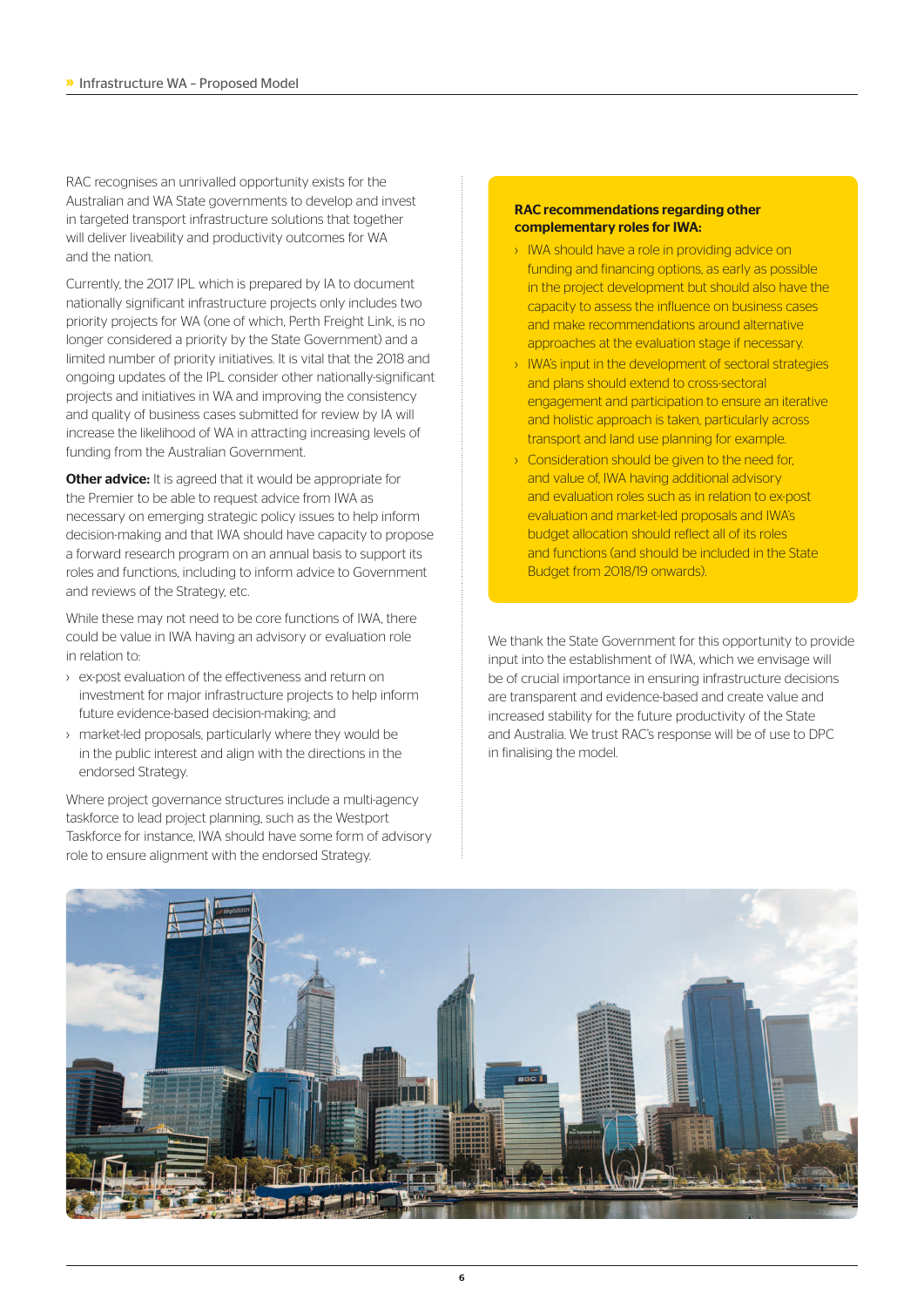RAC recognises an unrivalled opportunity exists for the Australian and WA State governments to develop and invest in targeted transport infrastructure solutions that together will deliver liveability and productivity outcomes for WA and the nation.

Currently, the 2017 IPL which is prepared by IA to document nationally significant infrastructure projects only includes two priority projects for WA (one of which, Perth Freight Link, is no longer considered a priority by the State Government) and a limited number of priority initiatives. It is vital that the 2018 and ongoing updates of the IPL consider other nationally-significant projects and initiatives in WA and improving the consistency and quality of business cases submitted for review by IA will increase the likelihood of WA in attracting increasing levels of funding from the Australian Government.

**Other advice:** It is agreed that it would be appropriate for the Premier to be able to request advice from IWA as necessary on emerging strategic policy issues to help inform decision-making and that IWA should have capacity to propose a forward research program on an annual basis to support its roles and functions, including to inform advice to Government and reviews of the Strategy, etc.

While these may not need to be core functions of IWA, there could be value in IWA having an advisory or evaluation role in relation to:

- ex-post evaluation of the effectiveness and return on investment for major infrastructure projects to help inform future evidence-based decision-making; and
- market-led proposals, particularly where they would be in the public interest and align with the directions in the endorsed Strategy.

Where project governance structures include a multi-agency taskforce to lead project planning, such as the Westport Taskforce for instance, IWA should have some form of advisory role to ensure alignment with the endorsed Strategy.

**RAC recommendations regarding other complementary roles for IWA:**

- IWA should have a role in providing advice on funding and financing options, as early as possible in the project development but should also have the capacity to assess the influence on business cases and make recommendations around alternative approaches at the evaluation stage if necessary.
- IWA's input in the development of sectoral strategies and plans should extend to cross-sectoral engagement and participation to ensure an iterative and holistic approach is taken, particularly across transport and land use planning for example.
- Consideration should be given to the need for, and value of, IWA having additional advisory and evaluation roles such as in relation to ex-post evaluation and market-led proposals and IWA's budget allocation should reflect all of its roles and functions (and should be included in the State Budget from 2018/19 onwards).

We thank the State Government for this opportunity to provide input into the establishment of IWA, which we envisage will be of crucial importance in ensuring infrastructure decisions are transparent and evidence-based and create value and increased stability for the future productivity of the State and Australia. We trust RAC's response will be of use to DPC in finalising the model.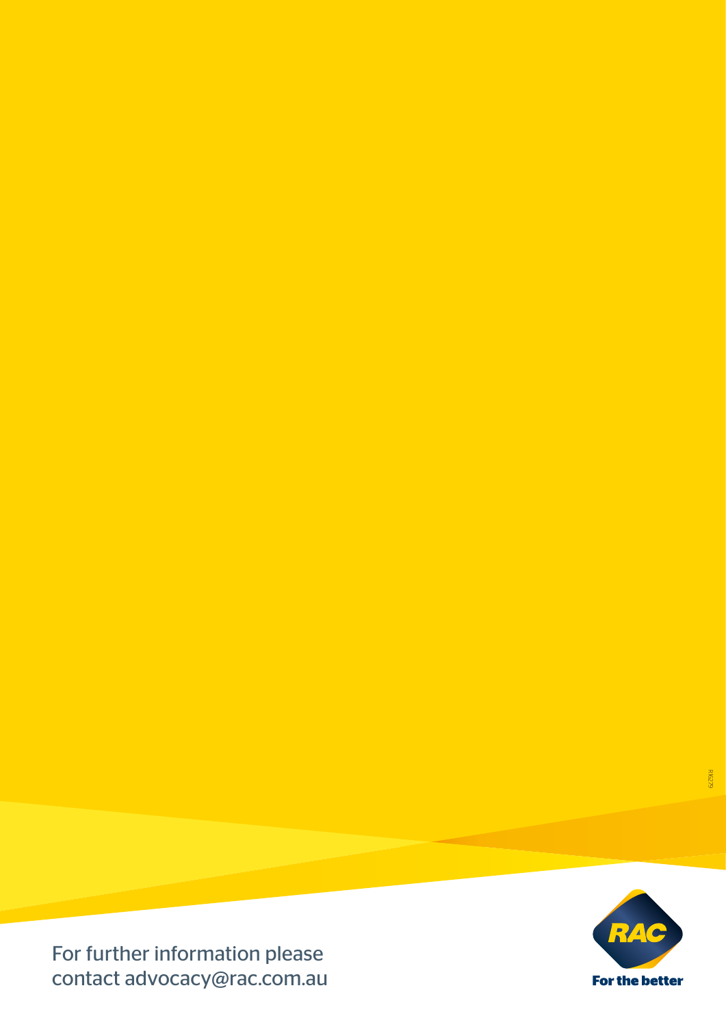For further information please contact advocacy@rac.com.au

For the better